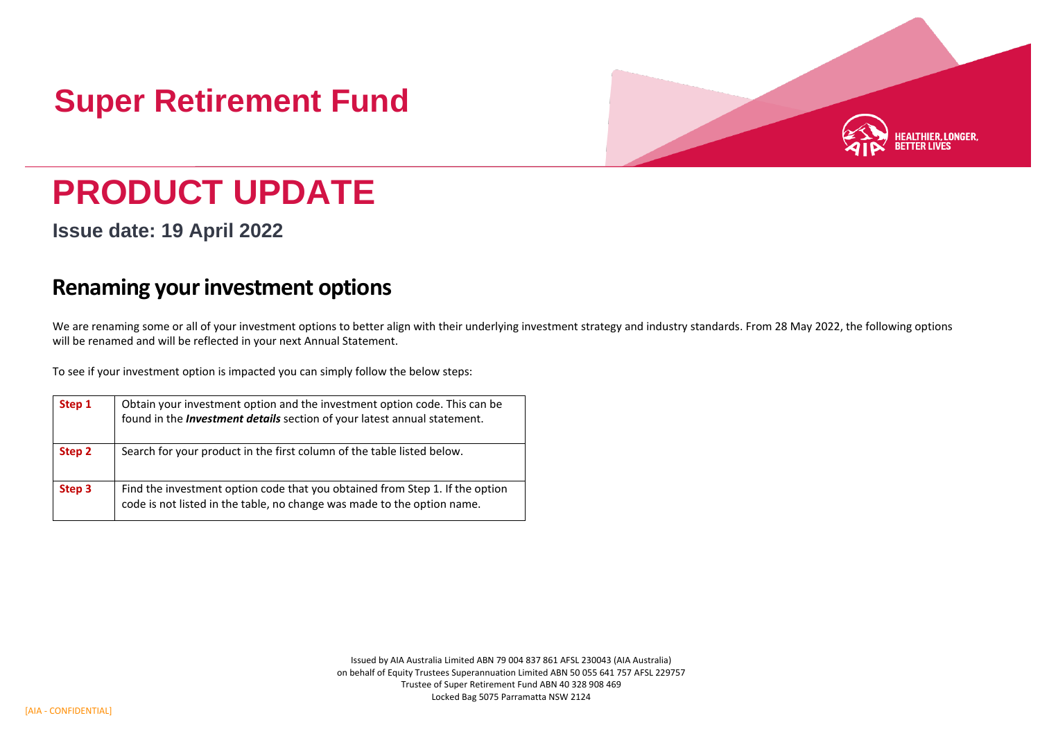# Super Retirement Fund

HEALTHIER, LONGER, BETTER LIVES

# PRODUCT UPDATE

**Issue date: 19 April 2022**

## Renaming your investment options

We are renaming some or all of your investment options to better align with their underlying investment strategy and industry standards. From 28 May 2022, the following options will be renamed and will be reflected in your next Annual Statement.

To see if your investment option is impacted you can simply follow the below steps:

| | |
|---|---|
| **Step 1** | Obtain your investment option and the investment option code. This can be found in the ***Investment details*** section of your latest annual statement. |
| **Step 2** | Search for your product in the first column of the table listed below. |
| **Step 3** | Find the investment option code that you obtained from Step 1. If the option code is not listed in the table, no change was made to the option name. |

Issued by AIA Australia Limited ABN 79 004 837 861 AFSL 230043 (AIA Australia)
on behalf of Equity Trustees Superannuation Limited ABN 50 055 641 757 AFSL 229757
Trustee of Super Retirement Fund ABN 40 328 908 469
Locked Bag 5075 Parramatta NSW 2124

[AIA - CONFIDENTIAL]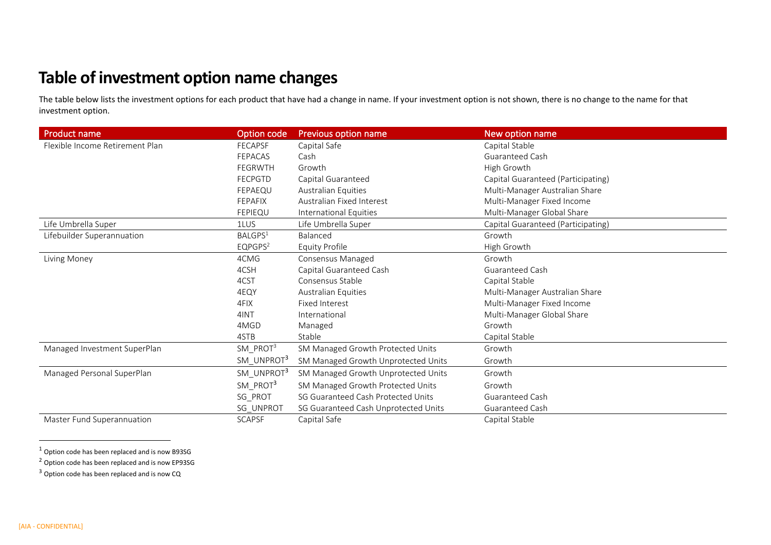# Table of investment option name changes

The table below lists the investment options for each product that have had a change in name. If your investment option is not shown, there is no change to the name for that investment option.

| Product name | Option code | Previous option name | New option name |
|---|---|---|---|
| Flexible Income Retirement Plan | FECAPSF | Capital Safe | Capital Stable |
| | FEPACAS | Cash | Guaranteed Cash |
| | FEGRWTH | Growth | High Growth |
| | FECPGTD | Capital Guaranteed | Capital Guaranteed (Participating) |
| | FEPAEQU | Australian Equities | Multi-Manager Australian Share |
| | FEPAFIX | Australian Fixed Interest | Multi-Manager Fixed Income |
| | FEPIEQU | International Equities | Multi-Manager Global Share |
| Life Umbrella Super | 1LUS | Life Umbrella Super | Capital Guaranteed (Participating) |
| Lifebuilder Superannuation | BALGPS[1] | Balanced | Growth |
| | EQPGPS[2] | Equity Profile | High Growth |
| Living Money | 4CMG | Consensus Managed | Growth |
| | 4CSH | Capital Guaranteed Cash | Guaranteed Cash |
| | 4CST | Consensus Stable | Capital Stable |
| | 4EQY | Australian Equities | Multi-Manager Australian Share |
| | 4FIX | Fixed Interest | Multi-Manager Fixed Income |
| | 4INT | International | Multi-Manager Global Share |
| | 4MGD | Managed | Growth |
| | 4STB | Stable | Capital Stable |
| Managed Investment SuperPlan | SM_PROT[3] | SM Managed Growth Protected Units | Growth |
| | SM_UNPROT[3] | SM Managed Growth Unprotected Units | Growth |
| Managed Personal SuperPlan | SM_UNPROT[3] | SM Managed Growth Unprotected Units | Growth |
| | SM_PROT[3] | SM Managed Growth Protected Units | Growth |
| | SG_PROT | SG Guaranteed Cash Protected Units | Guaranteed Cash |
| | SG_UNPROT | SG Guaranteed Cash Unprotected Units | Guaranteed Cash |
| Master Fund Superannuation | SCAPSF | Capital Safe | Capital Stable |

[1] Option code has been replaced and is now B93SG

[2] Option code has been replaced and is now EP93SG

[3] Option code has been replaced and is now CQ

[AIA - CONFIDENTIAL]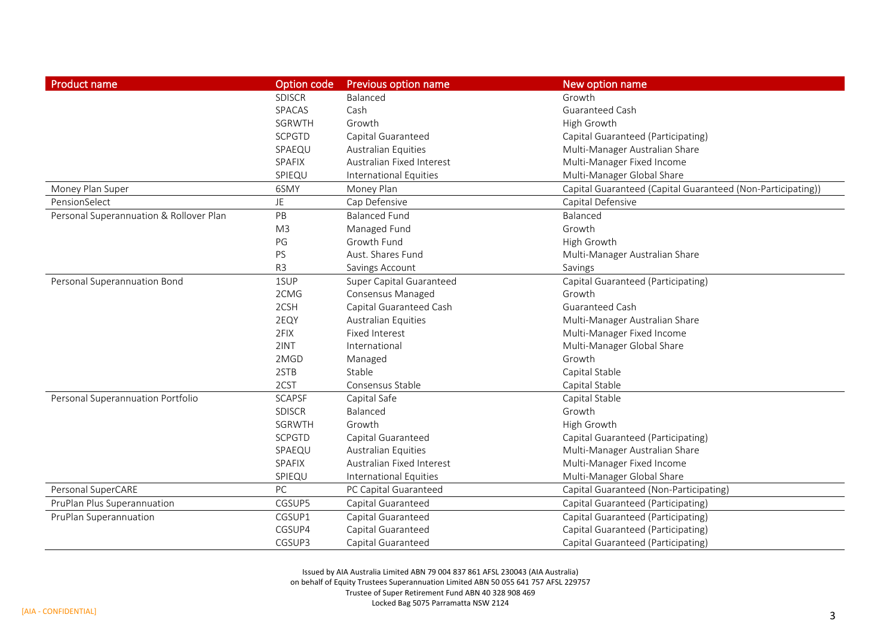| Product name | Option code | Previous option name | New option name |
|---|---|---|---|
| | SDISCR | Balanced | Growth |
| | SPACAS | Cash | Guaranteed Cash |
| | SGRWTH | Growth | High Growth |
| | SCPGTD | Capital Guaranteed | Capital Guaranteed (Participating) |
| | SPAEQU | Australian Equities | Multi-Manager Australian Share |
| | SPAFIX | Australian Fixed Interest | Multi-Manager Fixed Income |
| | SPIEQU | International Equities | Multi-Manager Global Share |
| Money Plan Super | 6SMY | Money Plan | Capital Guaranteed (Capital Guaranteed (Non-Participating)) |
| PensionSelect | JE | Cap Defensive | Capital Defensive |
| Personal Superannuation & Rollover Plan | PB | Balanced Fund | Balanced |
| | M3 | Managed Fund | Growth |
| | PG | Growth Fund | High Growth |
| | PS | Aust. Shares Fund | Multi-Manager Australian Share |
| | R3 | Savings Account | Savings |
| Personal Superannuation Bond | 1SUP | Super Capital Guaranteed | Capital Guaranteed (Participating) |
| | 2CMG | Consensus Managed | Growth |
| | 2CSH | Capital Guaranteed Cash | Guaranteed Cash |
| | 2EQY | Australian Equities | Multi-Manager Australian Share |
| | 2FIX | Fixed Interest | Multi-Manager Fixed Income |
| | 2INT | International | Multi-Manager Global Share |
| | 2MGD | Managed | Growth |
| | 2STB | Stable | Capital Stable |
| | 2CST | Consensus Stable | Capital Stable |
| Personal Superannuation Portfolio | SCAPSF | Capital Safe | Capital Stable |
| | SDISCR | Balanced | Growth |
| | SGRWTH | Growth | High Growth |
| | SCPGTD | Capital Guaranteed | Capital Guaranteed (Participating) |
| | SPAEQU | Australian Equities | Multi-Manager Australian Share |
| | SPAFIX | Australian Fixed Interest | Multi-Manager Fixed Income |
| | SPIEQU | International Equities | Multi-Manager Global Share |
| Personal SuperCARE | PC | PC Capital Guaranteed | Capital Guaranteed (Non-Participating) |
| PruPlan Plus Superannuation | CGSUP5 | Capital Guaranteed | Capital Guaranteed (Participating) |
| PruPlan Superannuation | CGSUP1 | Capital Guaranteed | Capital Guaranteed (Participating) |
| | CGSUP4 | Capital Guaranteed | Capital Guaranteed (Participating) |
| | CGSUP3 | Capital Guaranteed | Capital Guaranteed (Participating) |

Issued by AIA Australia Limited ABN 79 004 837 861 AFSL 230043 (AIA Australia)
on behalf of Equity Trustees Superannuation Limited ABN 50 055 641 757 AFSL 229757
Trustee of Super Retirement Fund ABN 40 328 908 469
Locked Bag 5075 Parramatta NSW 2124

[AIA - CONFIDENTIAL]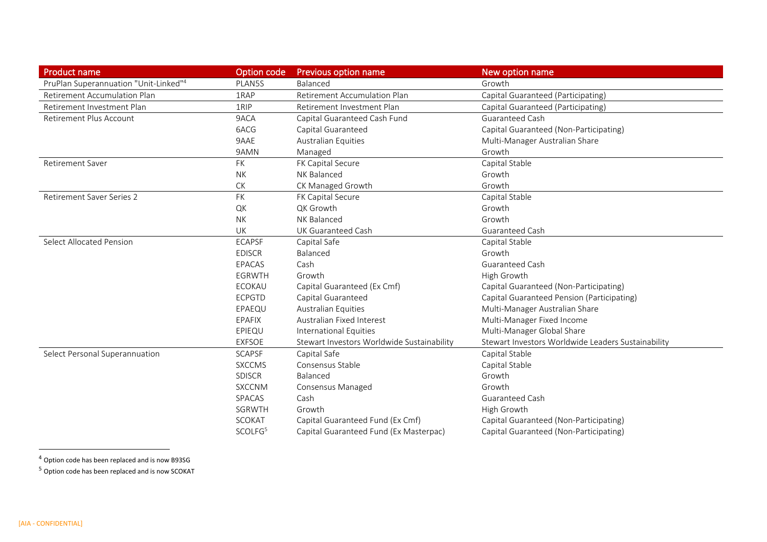| Product name | Option code | Previous option name | New option name |
|---|---|---|---|
| PruPlan Superannuation "Unit-Linked"[4] | PLAN5S | Balanced | Growth |
| Retirement Accumulation Plan | 1RAP | Retirement Accumulation Plan | Capital Guaranteed (Participating) |
| Retirement Investment Plan | 1RIP | Retirement Investment Plan | Capital Guaranteed (Participating) |
| Retirement Plus Account | 9ACA | Capital Guaranteed Cash Fund | Guaranteed Cash |
| | 6ACG | Capital Guaranteed | Capital Guaranteed (Non-Participating) |
| | 9AAE | Australian Equities | Multi-Manager Australian Share |
| | 9AMN | Managed | Growth |
| Retirement Saver | FK | FK Capital Secure | Capital Stable |
| | NK | NK Balanced | Growth |
| | CK | CK Managed Growth | Growth |
| Retirement Saver Series 2 | FK | FK Capital Secure | Capital Stable |
| | QK | QK Growth | Growth |
| | NK | NK Balanced | Growth |
| | UK | UK Guaranteed Cash | Guaranteed Cash |
| Select Allocated Pension | ECAPSF | Capital Safe | Capital Stable |
| | EDISCR | Balanced | Growth |
| | EPACAS | Cash | Guaranteed Cash |
| | EGRWTH | Growth | High Growth |
| | ECOKAU | Capital Guaranteed (Ex Cmf) | Capital Guaranteed (Non-Participating) |
| | ECPGTD | Capital Guaranteed | Capital Guaranteed Pension (Participating) |
| | EPAEQU | Australian Equities | Multi-Manager Australian Share |
| | EPAFIX | Australian Fixed Interest | Multi-Manager Fixed Income |
| | EPIEQU | International Equities | Multi-Manager Global Share |
| | EXFSOE | Stewart Investors Worldwide Sustainability | Stewart Investors Worldwide Leaders Sustainability |
| Select Personal Superannuation | SCAPSF | Capital Safe | Capital Stable |
| | SXCCMS | Consensus Stable | Capital Stable |
| | SDISCR | Balanced | Growth |
| | SXCCNM | Consensus Managed | Growth |
| | SPACAS | Cash | Guaranteed Cash |
| | SGRWTH | Growth | High Growth |
| | SCOKAT | Capital Guaranteed Fund (Ex Cmf) | Capital Guaranteed (Non-Participating) |
| | SCOLFG[5] | Capital Guaranteed Fund (Ex Masterpac) | Capital Guaranteed (Non-Participating) |

[4] Option code has been replaced and is now B93SG

[5] Option code has been replaced and is now SCOKAT

[AIA - CONFIDENTIAL]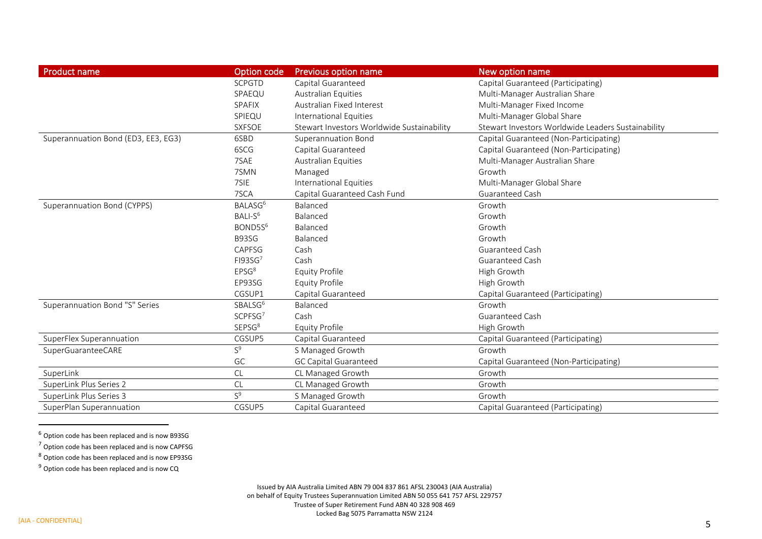| Product name | Option code | Previous option name | New option name |
|---|---|---|---|
| | SCPGTD | Capital Guaranteed | Capital Guaranteed (Participating) |
| | SPAEQU | Australian Equities | Multi-Manager Australian Share |
| | SPAFIX | Australian Fixed Interest | Multi-Manager Fixed Income |
| | SPIEQU | International Equities | Multi-Manager Global Share |
| | SXFSOE | Stewart Investors Worldwide Sustainability | Stewart Investors Worldwide Leaders Sustainability |
| Superannuation Bond (ED3, EE3, EG3) | 6SBD | Superannuation Bond | Capital Guaranteed (Non-Participating) |
| | 6SCG | Capital Guaranteed | Capital Guaranteed (Non-Participating) |
| | 7SAE | Australian Equities | Multi-Manager Australian Share |
| | 7SMN | Managed | Growth |
| | 7SIE | International Equities | Multi-Manager Global Share |
| | 7SCA | Capital Guaranteed Cash Fund | Guaranteed Cash |
| Superannuation Bond (CYPPS) | BALASG[6] | Balanced | Growth |
| | BALI-S[6] | Balanced | Growth |
| | BOND5S[6] | Balanced | Growth |
| | B93SG | Balanced | Growth |
| | CAPFSG | Cash | Guaranteed Cash |
| | FI93SG[7] | Cash | Guaranteed Cash |
| | EPSG[8] | Equity Profile | High Growth |
| | EP93SG | Equity Profile | High Growth |
| | CGSUP1 | Capital Guaranteed | Capital Guaranteed (Participating) |
| Superannuation Bond "S" Series | SBALSG[6] | Balanced | Growth |
| | SCPFSG[7] | Cash | Guaranteed Cash |
| | SEPSG[8] | Equity Profile | High Growth |
| SuperFlex Superannuation | CGSUP5 | Capital Guaranteed | Capital Guaranteed (Participating) |
| SuperGuaranteeCARE | S[9] | S Managed Growth | Growth |
| | GC | GC Capital Guaranteed | Capital Guaranteed (Non-Participating) |
| SuperLink | CL | CL Managed Growth | Growth |
| SuperLink Plus Series 2 | CL | CL Managed Growth | Growth |
| SuperLink Plus Series 3 | S[9] | S Managed Growth | Growth |
| SuperPlan Superannuation | CGSUP5 | Capital Guaranteed | Capital Guaranteed (Participating) |

[6] Option code has been replaced and is now B93SG

[7] Option code has been replaced and is now CAPFSG

[8] Option code has been replaced and is now EP93SG

[9] Option code has been replaced and is now CQ

Issued by AIA Australia Limited ABN 79 004 837 861 AFSL 230043 (AIA Australia)
on behalf of Equity Trustees Superannuation Limited ABN 50 055 641 757 AFSL 229757
Trustee of Super Retirement Fund ABN 40 328 908 469
Locked Bag 5075 Parramatta NSW 2124

[AIA - CONFIDENTIAL]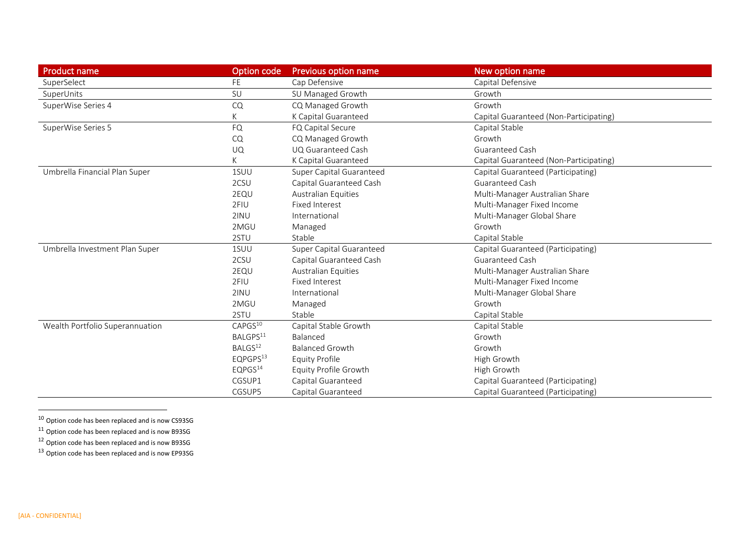| Product name | Option code | Previous option name | New option name |
|---|---|---|---|
| SuperSelect | FE | Cap Defensive | Capital Defensive |
| SuperUnits | SU | SU Managed Growth | Growth |
| SuperWise Series 4 | CQ | CQ Managed Growth | Growth |
| | K | K Capital Guaranteed | Capital Guaranteed (Non-Participating) |
| SuperWise Series 5 | FQ | FQ Capital Secure | Capital Stable |
| | CQ | CQ Managed Growth | Growth |
| | UQ | UQ Guaranteed Cash | Guaranteed Cash |
| | K | K Capital Guaranteed | Capital Guaranteed (Non-Participating) |
| Umbrella Financial Plan Super | 1SUU | Super Capital Guaranteed | Capital Guaranteed (Participating) |
| | 2CSU | Capital Guaranteed Cash | Guaranteed Cash |
| | 2EQU | Australian Equities | Multi-Manager Australian Share |
| | 2FIU | Fixed Interest | Multi-Manager Fixed Income |
| | 2INU | International | Multi-Manager Global Share |
| | 2MGU | Managed | Growth |
| | 2STU | Stable | Capital Stable |
| Umbrella Investment Plan Super | 1SUU | Super Capital Guaranteed | Capital Guaranteed (Participating) |
| | 2CSU | Capital Guaranteed Cash | Guaranteed Cash |
| | 2EQU | Australian Equities | Multi-Manager Australian Share |
| | 2FIU | Fixed Interest | Multi-Manager Fixed Income |
| | 2INU | International | Multi-Manager Global Share |
| | 2MGU | Managed | Growth |
| | 2STU | Stable | Capital Stable |
| Wealth Portfolio Superannuation | CAPGS[10] | Capital Stable Growth | Capital Stable |
| | BALGPS[11] | Balanced | Growth |
| | BALGS[12] | Balanced Growth | Growth |
| | EQPGPS[13] | Equity Profile | High Growth |
| | EQPGS[14] | Equity Profile Growth | High Growth |
| | CGSUP1 | Capital Guaranteed | Capital Guaranteed (Participating) |
| | CGSUP5 | Capital Guaranteed | Capital Guaranteed (Participating) |

[10] Option code has been replaced and is now CS93SG

[11] Option code has been replaced and is now B93SG

[12] Option code has been replaced and is now B93SG

[13] Option code has been replaced and is now EP93SG

[AIA - CONFIDENTIAL]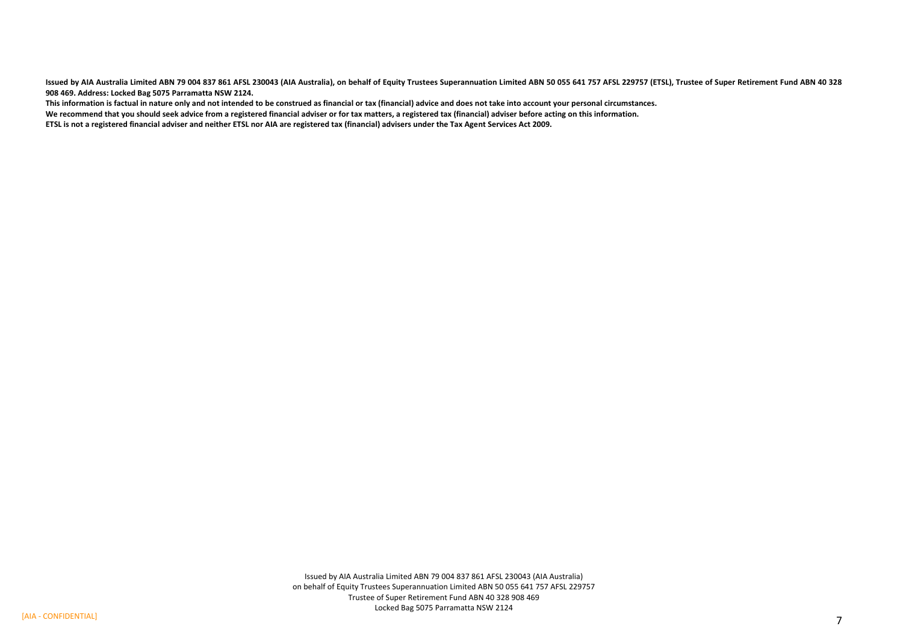**Issued by AIA Australia Limited ABN 79 004 837 861 AFSL 230043 (AIA Australia), on behalf of Equity Trustees Superannuation Limited ABN 50 055 641 757 AFSL 229757 (ETSL), Trustee of Super Retirement Fund ABN 40 328 908 469. Address: Locked Bag 5075 Parramatta NSW 2124.**

**This information is factual in nature only and not intended to be construed as financial or tax (financial) advice and does not take into account your personal circumstances.**

**We recommend that you should seek advice from a registered financial adviser or for tax matters, a registered tax (financial) adviser before acting on this information.**

**ETSL is not a registered financial adviser and neither ETSL nor AIA are registered tax (financial) advisers under the Tax Agent Services Act 2009.**